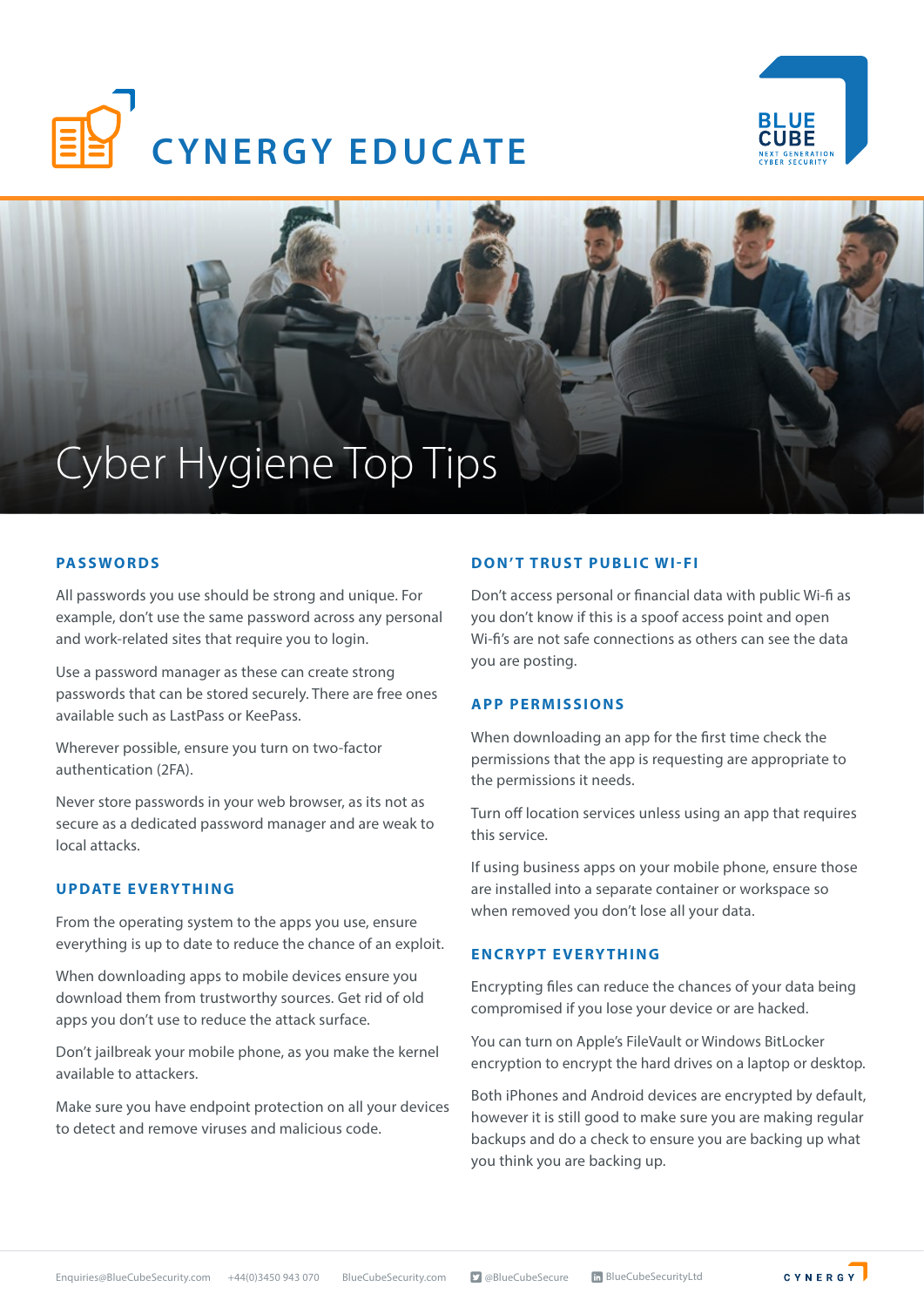# CYNERGY EDUCATE

BLUE CUBE
NEXT GENERATION CYBER SECURITY

# Cyber Hygiene Top Tips

## PASSWORDS

All passwords you use should be strong and unique. For example, don't use the same password across any personal and work-related sites that require you to login.

Use a password manager as these can create strong passwords that can be stored securely. There are free ones available such as LastPass or KeePass.

Wherever possible, ensure you turn on two-factor authentication (2FA).

Never store passwords in your web browser, as its not as secure as a dedicated password manager and are weak to local attacks.

## UPDATE EVERYTHING

From the operating system to the apps you use, ensure everything is up to date to reduce the chance of an exploit.

When downloading apps to mobile devices ensure you download them from trustworthy sources. Get rid of old apps you don't use to reduce the attack surface.

Don't jailbreak your mobile phone, as you make the kernel available to attackers.

Make sure you have endpoint protection on all your devices to detect and remove viruses and malicious code.

## DON'T TRUST PUBLIC WI-FI

Don't access personal or financial data with public Wi-fi as you don't know if this is a spoof access point and open Wi-fi's are not safe connections as others can see the data you are posting.

## APP PERMISSIONS

When downloading an app for the first time check the permissions that the app is requesting are appropriate to the permissions it needs.

Turn off location services unless using an app that requires this service.

If using business apps on your mobile phone, ensure those are installed into a separate container or workspace so when removed you don't lose all your data.

## ENCRYPT EVERYTHING

Encrypting files can reduce the chances of your data being compromised if you lose your device or are hacked.

You can turn on Apple's FileVault or Windows BitLocker encryption to encrypt the hard drives on a laptop or desktop.

Both iPhones and Android devices are encrypted by default, however it is still good to make sure you are making regular backups and do a check to ensure you are backing up what you think you are backing up.

Enquiries@BlueCubeSecurity.com +44(0)3450 943 070 BlueCubeSecurity.com @BlueCubeSecure BlueCubeSecurityLtd CYNERGY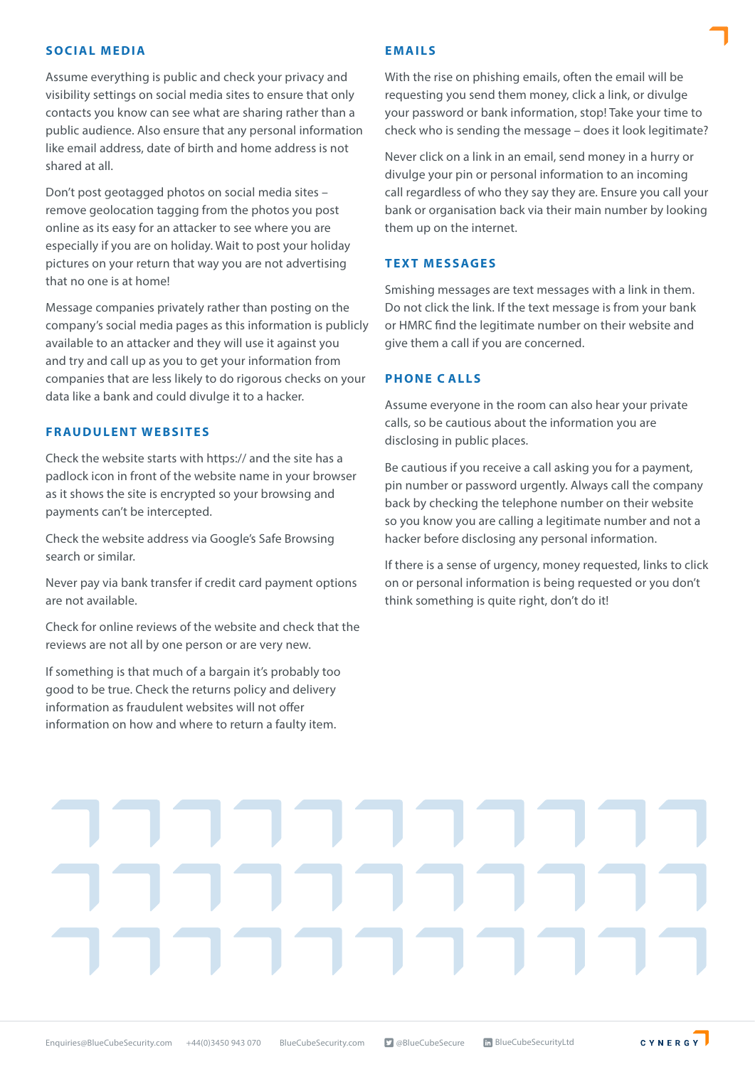## SOCIAL MEDIA

Assume everything is public and check your privacy and visibility settings on social media sites to ensure that only contacts you know can see what are sharing rather than a public audience. Also ensure that any personal information like email address, date of birth and home address is not shared at all.

Don't post geotagged photos on social media sites – remove geolocation tagging from the photos you post online as its easy for an attacker to see where you are especially if you are on holiday. Wait to post your holiday pictures on your return that way you are not advertising that no one is at home!

Message companies privately rather than posting on the company's social media pages as this information is publicly available to an attacker and they will use it against you and try and call up as you to get your information from companies that are less likely to do rigorous checks on your data like a bank and could divulge it to a hacker.

## FRAUDULENT WEBSITES

Check the website starts with https:// and the site has a padlock icon in front of the website name in your browser as it shows the site is encrypted so your browsing and payments can't be intercepted.

Check the website address via Google's Safe Browsing search or similar.

Never pay via bank transfer if credit card payment options are not available.

Check for online reviews of the website and check that the reviews are not all by one person or are very new.

If something is that much of a bargain it's probably too good to be true. Check the returns policy and delivery information as fraudulent websites will not offer information on how and where to return a faulty item.

## EMAILS

With the rise on phishing emails, often the email will be requesting you send them money, click a link, or divulge your password or bank information, stop! Take your time to check who is sending the message – does it look legitimate?

Never click on a link in an email, send money in a hurry or divulge your pin or personal information to an incoming call regardless of who they say they are. Ensure you call your bank or organisation back via their main number by looking them up on the internet.

## TEXT MESSAGES

Smishing messages are text messages with a link in them. Do not click the link. If the text message is from your bank or HMRC find the legitimate number on their website and give them a call if you are concerned.

## PHONE CALLS

Assume everyone in the room can also hear your private calls, so be cautious about the information you are disclosing in public places.

Be cautious if you receive a call asking you for a payment, pin number or password urgently. Always call the company back by checking the telephone number on their website so you know you are calling a legitimate number and not a hacker before disclosing any personal information.

If there is a sense of urgency, money requested, links to click on or personal information is being requested or you don't think something is quite right, don't do it!